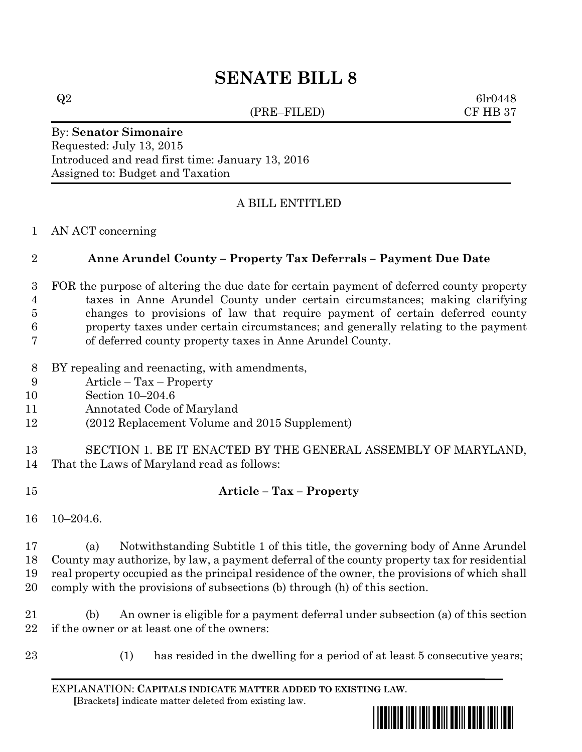# SENATE BILL 8

Q2 6lr0448
(PRE–FILED) CF HB 37

By: **Senator Simonaire**
Requested: July 13, 2015
Introduced and read first time: January 13, 2016
Assigned to: Budget and Taxation

A BILL ENTITLED

AN ACT concerning

## Anne Arundel County – Property Tax Deferrals – Payment Due Date

FOR the purpose of altering the due date for certain payment of deferred county property taxes in Anne Arundel County under certain circumstances; making clarifying changes to provisions of law that require payment of certain deferred county property taxes under certain circumstances; and generally relating to the payment of deferred county property taxes in Anne Arundel County.

BY repealing and reenacting, with amendments,
Article – Tax – Property
Section 10–204.6
Annotated Code of Maryland
(2012 Replacement Volume and 2015 Supplement)

SECTION 1. BE IT ENACTED BY THE GENERAL ASSEMBLY OF MARYLAND, That the Laws of Maryland read as follows:

**Article – Tax – Property**

10–204.6.

(a) Notwithstanding Subtitle 1 of this title, the governing body of Anne Arundel County may authorize, by law, a payment deferral of the county property tax for residential real property occupied as the principal residence of the owner, the provisions of which shall comply with the provisions of subsections (b) through (h) of this section.

(b) An owner is eligible for a payment deferral under subsection (a) of this section if the owner or at least one of the owners:

(1) has resided in the dwelling for a period of at least 5 consecutive years;

EXPLANATION: **CAPITALS INDICATE MATTER ADDED TO EXISTING LAW**.
**[**Brackets**]** indicate matter deleted from existing law.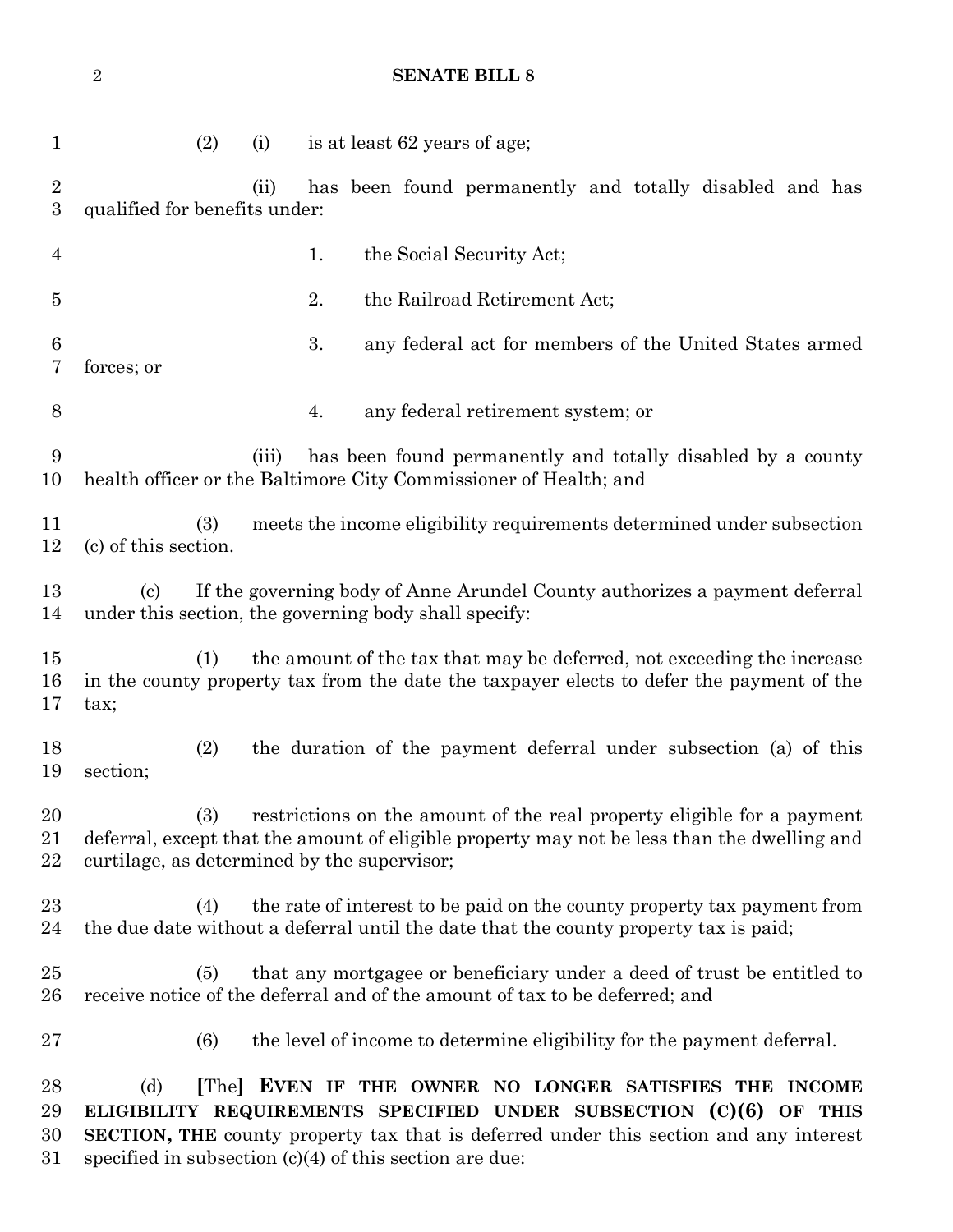(2) (i) is at least 62 years of age;

(ii) has been found permanently and totally disabled and has qualified for benefits under:

1. the Social Security Act;

2. the Railroad Retirement Act;

3. any federal act for members of the United States armed forces; or

4. any federal retirement system; or

(iii) has been found permanently and totally disabled by a county health officer or the Baltimore City Commissioner of Health; and

(3) meets the income eligibility requirements determined under subsection (c) of this section.

(c) If the governing body of Anne Arundel County authorizes a payment deferral under this section, the governing body shall specify:

(1) the amount of the tax that may be deferred, not exceeding the increase in the county property tax from the date the taxpayer elects to defer the payment of the tax;

(2) the duration of the payment deferral under subsection (a) of this section;

(3) restrictions on the amount of the real property eligible for a payment deferral, except that the amount of eligible property may not be less than the dwelling and curtilage, as determined by the supervisor;

(4) the rate of interest to be paid on the county property tax payment from the due date without a deferral until the date that the county property tax is paid;

(5) that any mortgagee or beneficiary under a deed of trust be entitled to receive notice of the deferral and of the amount of tax to be deferred; and

(6) the level of income to determine eligibility for the payment deferral.

(d) **[**The**]** **EVEN IF THE OWNER NO LONGER SATISFIES THE INCOME ELIGIBILITY REQUIREMENTS SPECIFIED UNDER SUBSECTION (C)(6) OF THIS SECTION, THE** county property tax that is deferred under this section and any interest specified in subsection (c)(4) of this section are due: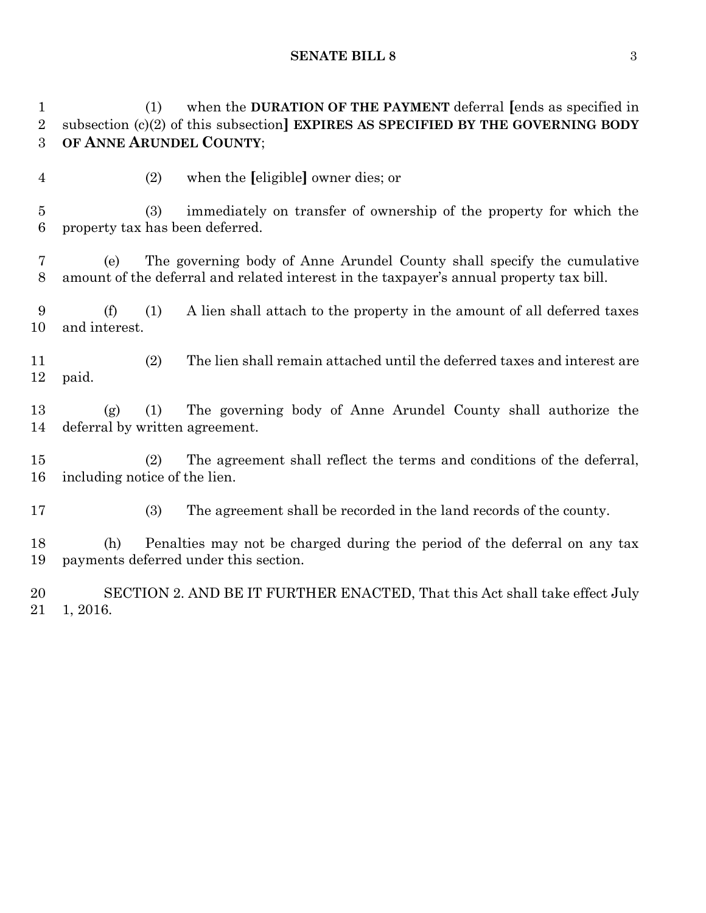(1) when the **DURATION OF THE PAYMENT** deferral [ends as specified in subsection (c)(2) of this subsection] **EXPIRES AS SPECIFIED BY THE GOVERNING BODY OF ANNE ARUNDEL COUNTY**;

(2) when the [eligible] owner dies; or

(3) immediately on transfer of ownership of the property for which the property tax has been deferred.

(e) The governing body of Anne Arundel County shall specify the cumulative amount of the deferral and related interest in the taxpayer's annual property tax bill.

(f) (1) A lien shall attach to the property in the amount of all deferred taxes and interest.

(2) The lien shall remain attached until the deferred taxes and interest are paid.

(g) (1) The governing body of Anne Arundel County shall authorize the deferral by written agreement.

(2) The agreement shall reflect the terms and conditions of the deferral, including notice of the lien.

(3) The agreement shall be recorded in the land records of the county.

(h) Penalties may not be charged during the period of the deferral on any tax payments deferred under this section.

SECTION 2. AND BE IT FURTHER ENACTED, That this Act shall take effect July 1, 2016.